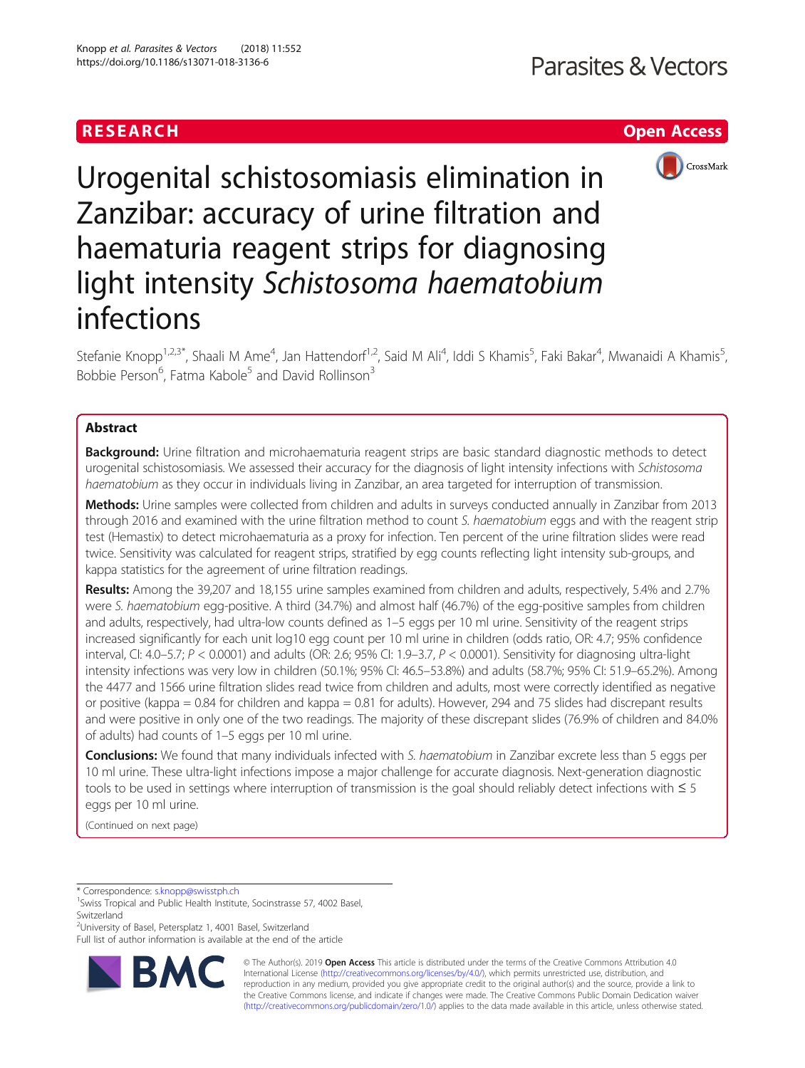# RESEARCH

# Urogenital schistosomiasis elimination in Zanzibar: accuracy of urine filtration and haematuria reagent strips for diagnosing light intensity *Schistosoma haematobium* infections

Stefanie Knopp[1,2,3*], Shaali M Ame[4], Jan Hattendorf[1,2], Said M Ali[4], Iddi S Khamis[5], Faki Bakar[4], Mwanaidi A Khamis[5], Bobbie Person[6], Fatma Kabole[5] and David Rollinson[3]

## Abstract

**Background:** Urine filtration and microhaematuria reagent strips are basic standard diagnostic methods to detect urogenital schistosomiasis. We assessed their accuracy for the diagnosis of light intensity infections with *Schistosoma haematobium* as they occur in individuals living in Zanzibar, an area targeted for interruption of transmission.

**Methods:** Urine samples were collected from children and adults in surveys conducted annually in Zanzibar from 2013 through 2016 and examined with the urine filtration method to count *S. haematobium* eggs and with the reagent strip test (Hemastix) to detect microhaematuria as a proxy for infection. Ten percent of the urine filtration slides were read twice. Sensitivity was calculated for reagent strips, stratified by egg counts reflecting light intensity sub-groups, and kappa statistics for the agreement of urine filtration readings.

**Results:** Among the 39,207 and 18,155 urine samples examined from children and adults, respectively, 5.4% and 2.7% were *S. haematobium* egg-positive. A third (34.7%) and almost half (46.7%) of the egg-positive samples from children and adults, respectively, had ultra-low counts defined as 1–5 eggs per 10 ml urine. Sensitivity of the reagent strips increased significantly for each unit log10 egg count per 10 ml urine in children (odds ratio, OR: 4.7; 95% confidence interval, CI: 4.0–5.7; $P < 0.0001$) and adults (OR: 2.6; 95% CI: 1.9–3.7, $P < 0.0001$). Sensitivity for diagnosing ultra-light intensity infections was very low in children (50.1%; 95% CI: 46.5–53.8%) and adults (58.7%; 95% CI: 51.9–65.2%). Among the 4477 and 1566 urine filtration slides read twice from children and adults, most were correctly identified as negative or positive (kappa = 0.84 for children and kappa = 0.81 for adults). However, 294 and 75 slides had discrepant results and were positive in only one of the two readings. The majority of these discrepant slides (76.9% of children and 84.0% of adults) had counts of 1–5 eggs per 10 ml urine.

**Conclusions:** We found that many individuals infected with *S. haematobium* in Zanzibar excrete less than 5 eggs per 10 ml urine. These ultra-light infections impose a major challenge for accurate diagnosis. Next-generation diagnostic tools to be used in settings where interruption of transmission is the goal should reliably detect infections with ≤ 5 eggs per 10 ml urine.

(Continued on next page)

\* Correspondence: s.knopp@swisstph.ch

[1]Swiss Tropical and Public Health Institute, Socinstrasse 57, 4002 Basel, Switzerland

[2]University of Basel, Petersplatz 1, 4001 Basel, Switzerland

Full list of author information is available at the end of the article

© The Author(s). 2019 **Open Access** This article is distributed under the terms of the Creative Commons Attribution 4.0 International License (http://creativecommons.org/licenses/by/4.0/), which permits unrestricted use, distribution, and reproduction in any medium, provided you give appropriate credit to the original author(s) and the source, provide a link to the Creative Commons license, and indicate if changes were made. The Creative Commons Public Domain Dedication waiver (http://creativecommons.org/publicdomain/zero/1.0/) applies to the data made available in this article, unless otherwise stated.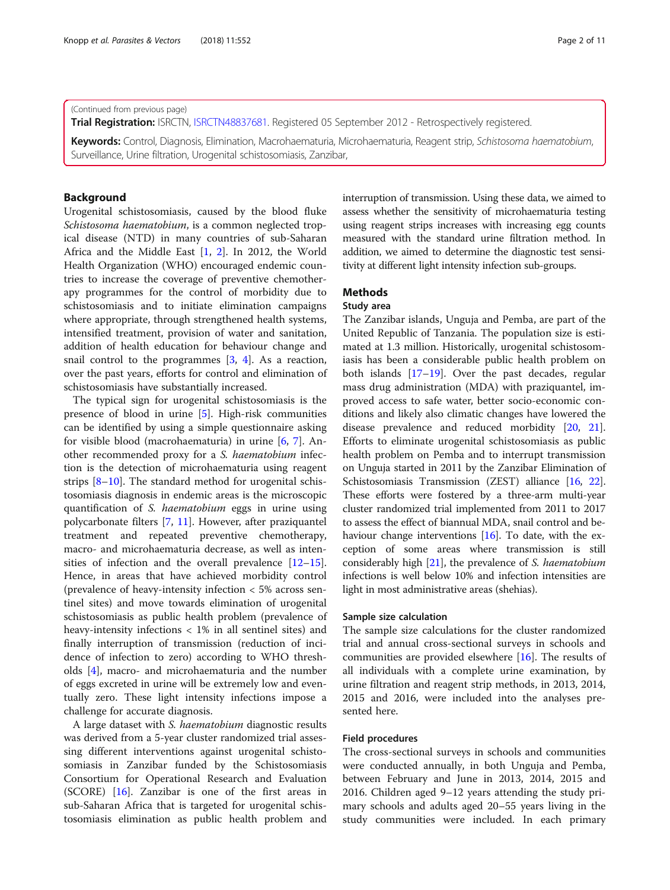(Continued from previous page)

**Trial Registration:** ISRCTN, ISRCTN48837681. Registered 05 September 2012 - Retrospectively registered.

**Keywords:** Control, Diagnosis, Elimination, Macrohaematuria, Microhaematuria, Reagent strip, *Schistosoma haematobium*, Surveillance, Urine filtration, Urogenital schistosomiasis, Zanzibar,

## Background

Urogenital schistosomiasis, caused by the blood fluke *Schistosoma haematobium*, is a common neglected tropical disease (NTD) in many countries of sub-Saharan Africa and the Middle East [1, 2]. In 2012, the World Health Organization (WHO) encouraged endemic countries to increase the coverage of preventive chemotherapy programmes for the control of morbidity due to schistosomiasis and to initiate elimination campaigns where appropriate, through strengthened health systems, intensified treatment, provision of water and sanitation, addition of health education for behaviour change and snail control to the programmes [3, 4]. As a reaction, over the past years, efforts for control and elimination of schistosomiasis have substantially increased.

The typical sign for urogenital schistosomiasis is the presence of blood in urine [5]. High-risk communities can be identified by using a simple questionnaire asking for visible blood (macrohaematuria) in urine [6, 7]. Another recommended proxy for a *S. haematobium* infection is the detection of microhaematuria using reagent strips [8–10]. The standard method for urogenital schistosomiasis diagnosis in endemic areas is the microscopic quantification of *S. haematobium* eggs in urine using polycarbonate filters [7, 11]. However, after praziquantel treatment and repeated preventive chemotherapy, macro- and microhaematuria decrease, as well as intensities of infection and the overall prevalence [12–15]. Hence, in areas that have achieved morbidity control (prevalence of heavy-intensity infection < 5% across sentinel sites) and move towards elimination of urogenital schistosomiasis as public health problem (prevalence of heavy-intensity infections < 1% in all sentinel sites) and finally interruption of transmission (reduction of incidence of infection to zero) according to WHO thresholds [4], macro- and microhaematuria and the number of eggs excreted in urine will be extremely low and eventually zero. These light intensity infections impose a challenge for accurate diagnosis.

A large dataset with *S. haematobium* diagnostic results was derived from a 5-year cluster randomized trial assessing different interventions against urogenital schistosomiasis in Zanzibar funded by the Schistosomiasis Consortium for Operational Research and Evaluation (SCORE) [16]. Zanzibar is one of the first areas in sub-Saharan Africa that is targeted for urogenital schistosomiasis elimination as public health problem and interruption of transmission. Using these data, we aimed to assess whether the sensitivity of microhaematuria testing using reagent strips increases with increasing egg counts measured with the standard urine filtration method. In addition, we aimed to determine the diagnostic test sensitivity at different light intensity infection sub-groups.

## Methods

### Study area

The Zanzibar islands, Unguja and Pemba, are part of the United Republic of Tanzania. The population size is estimated at 1.3 million. Historically, urogenital schistosomiasis has been a considerable public health problem on both islands [17–19]. Over the past decades, regular mass drug administration (MDA) with praziquantel, improved access to safe water, better socio-economic conditions and likely also climatic changes have lowered the disease prevalence and reduced morbidity [20, 21]. Efforts to eliminate urogenital schistosomiasis as public health problem on Pemba and to interrupt transmission on Unguja started in 2011 by the Zanzibar Elimination of Schistosomiasis Transmission (ZEST) alliance [16, 22]. These efforts were fostered by a three-arm multi-year cluster randomized trial implemented from 2011 to 2017 to assess the effect of biannual MDA, snail control and behaviour change interventions [16]. To date, with the exception of some areas where transmission is still considerably high [21], the prevalence of *S. haematobium* infections is well below 10% and infection intensities are light in most administrative areas (shehias).

### Sample size calculation

The sample size calculations for the cluster randomized trial and annual cross-sectional surveys in schools and communities are provided elsewhere [16]. The results of all individuals with a complete urine examination, by urine filtration and reagent strip methods, in 2013, 2014, 2015 and 2016, were included into the analyses presented here.

### Field procedures

The cross-sectional surveys in schools and communities were conducted annually, in both Unguja and Pemba, between February and June in 2013, 2014, 2015 and 2016. Children aged 9–12 years attending the study primary schools and adults aged 20–55 years living in the study communities were included. In each primary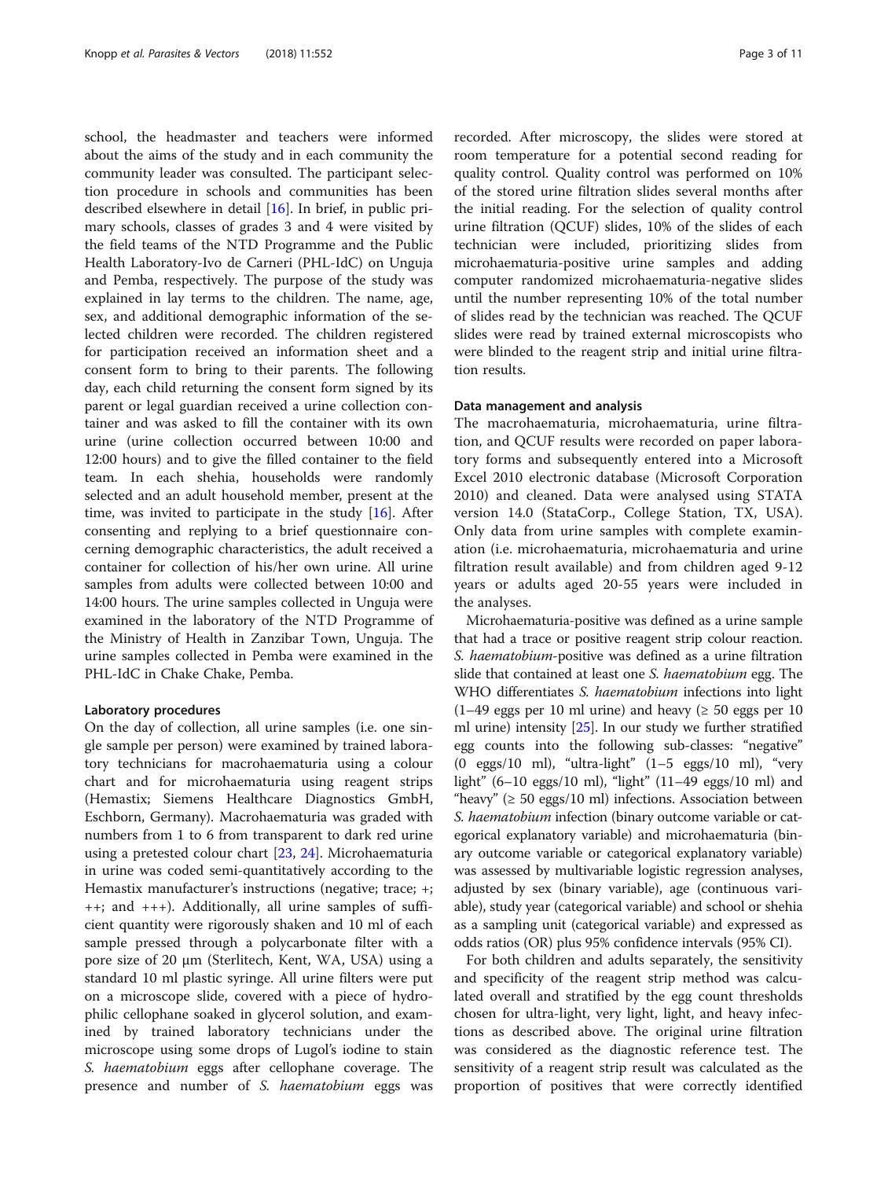school, the headmaster and teachers were informed about the aims of the study and in each community the community leader was consulted. The participant selection procedure in schools and communities has been described elsewhere in detail [16]. In brief, in public primary schools, classes of grades 3 and 4 were visited by the field teams of the NTD Programme and the Public Health Laboratory-Ivo de Carneri (PHL-IdC) on Unguja and Pemba, respectively. The purpose of the study was explained in lay terms to the children. The name, age, sex, and additional demographic information of the selected children were recorded. The children registered for participation received an information sheet and a consent form to bring to their parents. The following day, each child returning the consent form signed by its parent or legal guardian received a urine collection container and was asked to fill the container with its own urine (urine collection occurred between 10:00 and 12:00 hours) and to give the filled container to the field team. In each shehia, households were randomly selected and an adult household member, present at the time, was invited to participate in the study [16]. After consenting and replying to a brief questionnaire concerning demographic characteristics, the adult received a container for collection of his/her own urine. All urine samples from adults were collected between 10:00 and 14:00 hours. The urine samples collected in Unguja were examined in the laboratory of the NTD Programme of the Ministry of Health in Zanzibar Town, Unguja. The urine samples collected in Pemba were examined in the PHL-IdC in Chake Chake, Pemba.

### Laboratory procedures

On the day of collection, all urine samples (i.e. one single sample per person) were examined by trained laboratory technicians for macrohaematuria using a colour chart and for microhaematuria using reagent strips (Hemastix; Siemens Healthcare Diagnostics GmbH, Eschborn, Germany). Macrohaematuria was graded with numbers from 1 to 6 from transparent to dark red urine using a pretested colour chart [23, 24]. Microhaematuria in urine was coded semi-quantitatively according to the Hemastix manufacturer's instructions (negative; trace; +; ++; and +++). Additionally, all urine samples of sufficient quantity were rigorously shaken and 10 ml of each sample pressed through a polycarbonate filter with a pore size of 20 μm (Sterlitech, Kent, WA, USA) using a standard 10 ml plastic syringe. All urine filters were put on a microscope slide, covered with a piece of hydrophilic cellophane soaked in glycerol solution, and examined by trained laboratory technicians under the microscope using some drops of Lugol's iodine to stain *S. haematobium* eggs after cellophane coverage. The presence and number of *S. haematobium* eggs was recorded. After microscopy, the slides were stored at room temperature for a potential second reading for quality control. Quality control was performed on 10% of the stored urine filtration slides several months after the initial reading. For the selection of quality control urine filtration (QCUF) slides, 10% of the slides of each technician were included, prioritizing slides from microhaematuria-positive urine samples and adding computer randomized microhaematuria-negative slides until the number representing 10% of the total number of slides read by the technician was reached. The QCUF slides were read by trained external microscopists who were blinded to the reagent strip and initial urine filtration results.

### Data management and analysis

The macrohaematuria, microhaematuria, urine filtration, and QCUF results were recorded on paper laboratory forms and subsequently entered into a Microsoft Excel 2010 electronic database (Microsoft Corporation 2010) and cleaned. Data were analysed using STATA version 14.0 (StataCorp., College Station, TX, USA). Only data from urine samples with complete examination (i.e. microhaematuria, microhaematuria and urine filtration result available) and from children aged 9-12 years or adults aged 20-55 years were included in the analyses.

Microhaematuria-positive was defined as a urine sample that had a trace or positive reagent strip colour reaction. *S. haematobium*-positive was defined as a urine filtration slide that contained at least one *S. haematobium* egg. The WHO differentiates *S. haematobium* infections into light (1–49 eggs per 10 ml urine) and heavy (≥ 50 eggs per 10 ml urine) intensity [25]. In our study we further stratified egg counts into the following sub-classes: "negative" (0 eggs/10 ml), "ultra-light" (1–5 eggs/10 ml), "very light" (6–10 eggs/10 ml), "light" (11–49 eggs/10 ml) and "heavy" (≥ 50 eggs/10 ml) infections. Association between *S. haematobium* infection (binary outcome variable or categorical explanatory variable) and microhaematuria (binary outcome variable or categorical explanatory variable) was assessed by multivariable logistic regression analyses, adjusted by sex (binary variable), age (continuous variable), study year (categorical variable) and school or shehia as a sampling unit (categorical variable) and expressed as odds ratios (OR) plus 95% confidence intervals (95% CI).

For both children and adults separately, the sensitivity and specificity of the reagent strip method was calculated overall and stratified by the egg count thresholds chosen for ultra-light, very light, light, and heavy infections as described above. The original urine filtration was considered as the diagnostic reference test. The sensitivity of a reagent strip result was calculated as the proportion of positives that were correctly identified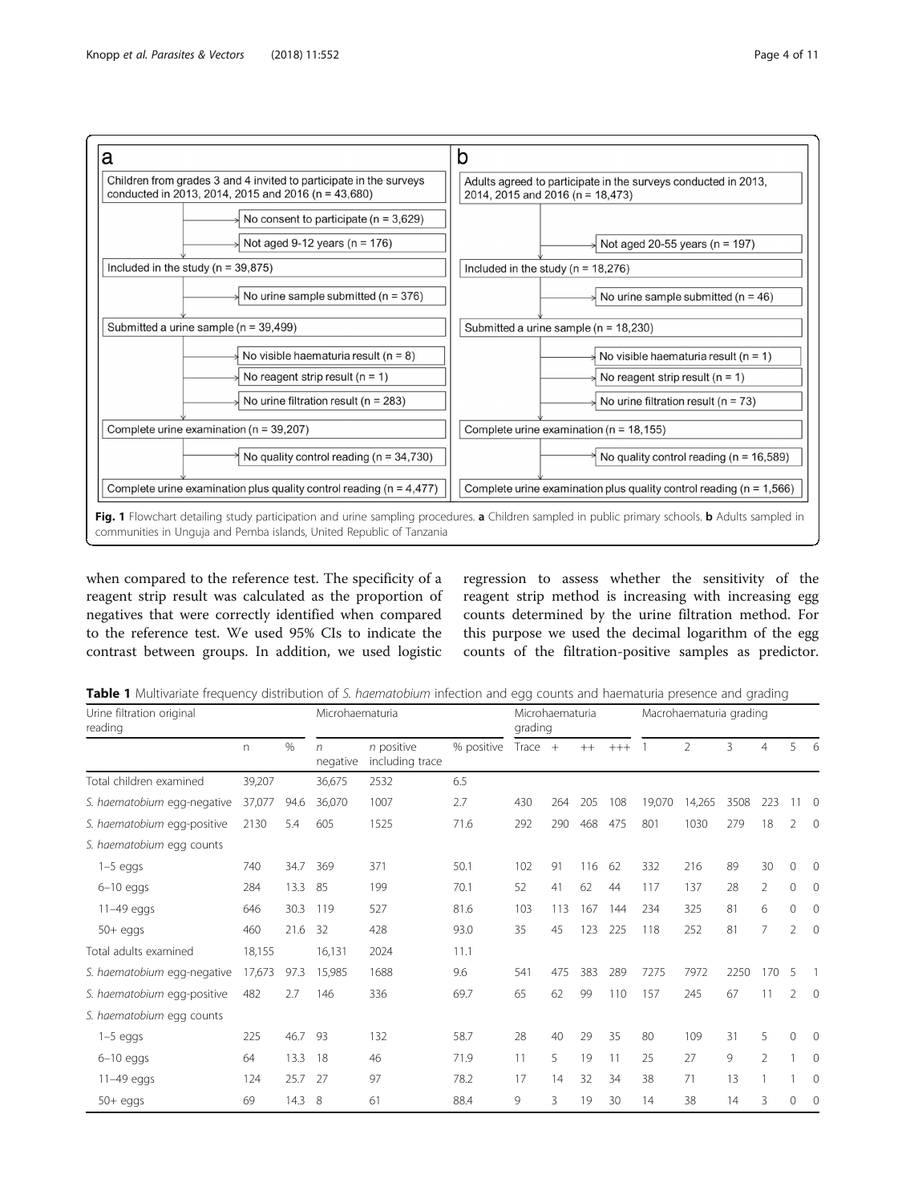**a**

- Children from grades 3 and 4 invited to participate in the surveys conducted in 2013, 2014, 2015 and 2016 (n = 43,680)
  - No consent to participate (n = 3,629)
  - Not aged 9-12 years (n = 176)
- Included in the study (n = 39,875)
  - No urine sample submitted (n = 376)
- Submitted a urine sample (n = 39,499)
  - No visible haematuria result (n = 8)
  - No reagent strip result (n = 1)
  - No urine filtration result (n = 283)
- Complete urine examination (n = 39,207)
  - No quality control reading (n = 34,730)
- Complete urine examination plus quality control reading (n = 4,477)

**b**

- Adults agreed to participate in the surveys conducted in 2013, 2014, 2015 and 2016 (n = 18,473)
  - Not aged 20-55 years (n = 197)
- Included in the study (n = 18,276)
  - No urine sample submitted (n = 46)
- Submitted a urine sample (n = 18,230)
  - No visible haematuria result (n = 1)
  - No reagent strip result (n = 1)
  - No urine filtration result (n = 73)
- Complete urine examination (n = 18,155)
  - No quality control reading (n = 16,589)
- Complete urine examination plus quality control reading (n = 1,566)

**Fig. 1** Flowchart detailing study participation and urine sampling procedures. **a** Children sampled in public primary schools. **b** Adults sampled in communities in Unguja and Pemba islands, United Republic of Tanzania

when compared to the reference test. The specificity of a reagent strip result was calculated as the proportion of negatives that were correctly identified when compared to the reference test. We used 95% CIs to indicate the contrast between groups. In addition, we used logistic regression to assess whether the sensitivity of the reagent strip method is increasing with increasing egg counts determined by the urine filtration method. For this purpose we used the decimal logarithm of the egg counts of the filtration-positive samples as predictor.

**Table 1** Multivariate frequency distribution of *S. haematobium* infection and egg counts and haematuria presence and grading

| Urine filtration original reading | | | Microhaematuria | | | Microhaematuria grading | | | | Macrohaematuria grading | | | | | |
|---|---|---|---|---|---|---|---|---|---|---|---|---|---|---|---|
| | n | % | *n* negative | *n* positive including trace | % positive | Trace | + | ++ | +++ | 1 | 2 | 3 | 4 | 5 | 6 |
| Total children examined | 39,207 | | 36,675 | 2532 | 6.5 | | | | | | | | | | |
| *S. haematobium* egg-negative | 37,077 | 94.6 | 36,070 | 1007 | 2.7 | 430 | 264 | 205 | 108 | 19,070 | 14,265 | 3508 | 223 | 11 | 0 |
| *S. haematobium* egg-positive | 2130 | 5.4 | 605 | 1525 | 71.6 | 292 | 290 | 468 | 475 | 801 | 1030 | 279 | 18 | 2 | 0 |
| *S. haematobium* egg counts | | | | | | | | | | | | | | | |
| 1–5 eggs | 740 | 34.7 | 369 | 371 | 50.1 | 102 | 91 | 116 | 62 | 332 | 216 | 89 | 30 | 0 | 0 |
| 6–10 eggs | 284 | 13.3 | 85 | 199 | 70.1 | 52 | 41 | 62 | 44 | 117 | 137 | 28 | 2 | 0 | 0 |
| 11–49 eggs | 646 | 30.3 | 119 | 527 | 81.6 | 103 | 113 | 167 | 144 | 234 | 325 | 81 | 6 | 0 | 0 |
| 50+ eggs | 460 | 21.6 | 32 | 428 | 93.0 | 35 | 45 | 123 | 225 | 118 | 252 | 81 | 7 | 2 | 0 |
| Total adults examined | 18,155 | | 16,131 | 2024 | 11.1 | | | | | | | | | | |
| *S. haematobium* egg-negative | 17,673 | 97.3 | 15,985 | 1688 | 9.6 | 541 | 475 | 383 | 289 | 7275 | 7972 | 2250 | 170 | 5 | 1 |
| *S. haematobium* egg-positive | 482 | 2.7 | 146 | 336 | 69.7 | 65 | 62 | 99 | 110 | 157 | 245 | 67 | 11 | 2 | 0 |
| *S. haematobium* egg counts | | | | | | | | | | | | | | | |
| 1–5 eggs | 225 | 46.7 | 93 | 132 | 58.7 | 28 | 40 | 29 | 35 | 80 | 109 | 31 | 5 | 0 | 0 |
| 6–10 eggs | 64 | 13.3 | 18 | 46 | 71.9 | 11 | 5 | 19 | 11 | 25 | 27 | 9 | 2 | 1 | 0 |
| 11–49 eggs | 124 | 25.7 | 27 | 97 | 78.2 | 17 | 14 | 32 | 34 | 38 | 71 | 13 | 1 | 1 | 0 |
| 50+ eggs | 69 | 14.3 | 8 | 61 | 88.4 | 9 | 3 | 19 | 30 | 14 | 38 | 14 | 3 | 0 | 0 |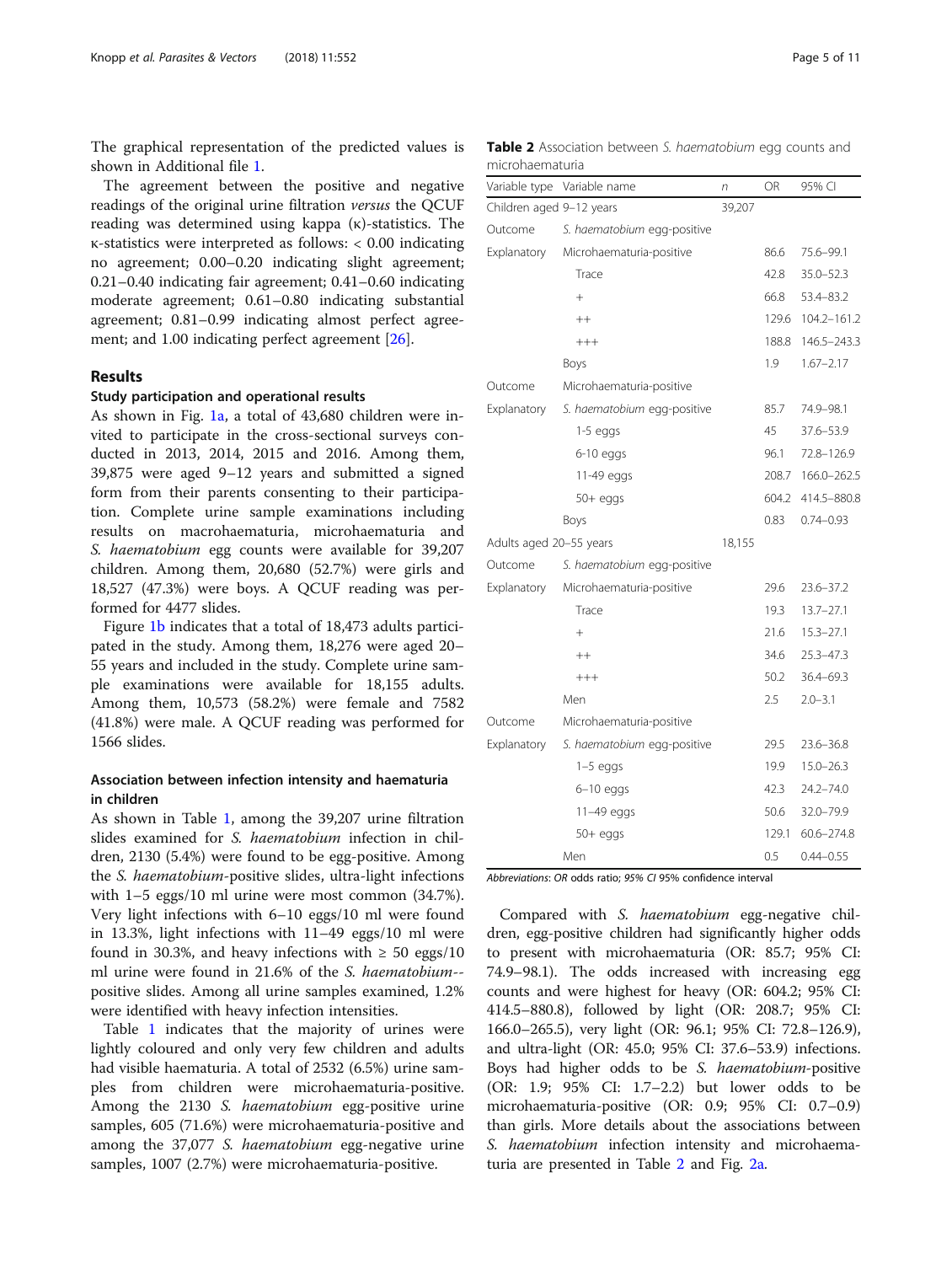The graphical representation of the predicted values is shown in Additional file 1.

The agreement between the positive and negative readings of the original urine filtration *versus* the QCUF reading was determined using kappa (κ)-statistics. The κ-statistics were interpreted as follows: < 0.00 indicating no agreement; 0.00–0.20 indicating slight agreement; 0.21–0.40 indicating fair agreement; 0.41–0.60 indicating moderate agreement; 0.61–0.80 indicating substantial agreement; 0.81–0.99 indicating almost perfect agreement; and 1.00 indicating perfect agreement [26].

## Results

### Study participation and operational results

As shown in Fig. 1a, a total of 43,680 children were invited to participate in the cross-sectional surveys conducted in 2013, 2014, 2015 and 2016. Among them, 39,875 were aged 9–12 years and submitted a signed form from their parents consenting to their participation. Complete urine sample examinations including results on macrohaematuria, microhaematuria and *S. haematobium* egg counts were available for 39,207 children. Among them, 20,680 (52.7%) were girls and 18,527 (47.3%) were boys. A QCUF reading was performed for 4477 slides.

Figure 1b indicates that a total of 18,473 adults participated in the study. Among them, 18,276 were aged 20–55 years and included in the study. Complete urine sample examinations were available for 18,155 adults. Among them, 10,573 (58.2%) were female and 7582 (41.8%) were male. A QCUF reading was performed for 1566 slides.

### Association between infection intensity and haematuria in children

As shown in Table 1, among the 39,207 urine filtration slides examined for *S. haematobium* infection in children, 2130 (5.4%) were found to be egg-positive. Among the *S. haematobium*-positive slides, ultra-light infections with 1–5 eggs/10 ml urine were most common (34.7%). Very light infections with 6–10 eggs/10 ml were found in 13.3%, light infections with 11–49 eggs/10 ml were found in 30.3%, and heavy infections with ≥ 50 eggs/10 ml urine were found in 21.6% of the *S. haematobium*-positive slides. Among all urine samples examined, 1.2% were identified with heavy infection intensities.

Table 1 indicates that the majority of urines were lightly coloured and only very few children and adults had visible haematuria. A total of 2532 (6.5%) urine samples from children were microhaematuria-positive. Among the 2130 *S. haematobium* egg-positive urine samples, 605 (71.6%) were microhaematuria-positive and among the 37,077 *S. haematobium* egg-negative urine samples, 1007 (2.7%) were microhaematuria-positive.

**Table 2** Association between *S. haematobium* egg counts and microhaematuria

| Variable type | Variable name | *n* | OR | 95% CI |
|---|---|---|---|---|
| Children aged 9–12 years | | 39,207 | | |
| Outcome | *S. haematobium* egg-positive | | | |
| Explanatory | Microhaematuria-positive | | 86.6 | 75.6–99.1 |
| | Trace | | 42.8 | 35.0–52.3 |
| | + | | 66.8 | 53.4–83.2 |
| | ++ | | 129.6 | 104.2–161.2 |
| | +++ | | 188.8 | 146.5–243.3 |
| | Boys | | 1.9 | 1.67–2.17 |
| Outcome | Microhaematuria-positive | | | |
| Explanatory | *S. haematobium* egg-positive | | 85.7 | 74.9–98.1 |
| | 1-5 eggs | | 45 | 37.6–53.9 |
| | 6-10 eggs | | 96.1 | 72.8–126.9 |
| | 11-49 eggs | | 208.7 | 166.0–262.5 |
| | 50+ eggs | | 604.2 | 414.5–880.8 |
| | Boys | | 0.83 | 0.74–0.93 |
| Adults aged 20–55 years | | 18,155 | | |
| Outcome | *S. haematobium* egg-positive | | | |
| Explanatory | Microhaematuria-positive | | 29.6 | 23.6–37.2 |
| | Trace | | 19.3 | 13.7–27.1 |
| | + | | 21.6 | 15.3–27.1 |
| | ++ | | 34.6 | 25.3–47.3 |
| | +++ | | 50.2 | 36.4–69.3 |
| | Men | | 2.5 | 2.0–3.1 |
| Outcome | Microhaematuria-positive | | | |
| Explanatory | *S. haematobium* egg-positive | | 29.5 | 23.6–36.8 |
| | 1–5 eggs | | 19.9 | 15.0–26.3 |
| | 6–10 eggs | | 42.3 | 24.2–74.0 |
| | 11–49 eggs | | 50.6 | 32.0–79.9 |
| | 50+ eggs | | 129.1 | 60.6–274.8 |
| | Men | | 0.5 | 0.44–0.55 |

*Abbreviations*: *OR* odds ratio; *95% CI* 95% confidence interval

Compared with *S. haematobium* egg-negative children, egg-positive children had significantly higher odds to present with microhaematuria (OR: 85.7; 95% CI: 74.9–98.1). The odds increased with increasing egg counts and were highest for heavy (OR: 604.2; 95% CI: 414.5–880.8), followed by light (OR: 208.7; 95% CI: 166.0–265.5), very light (OR: 96.1; 95% CI: 72.8–126.9), and ultra-light (OR: 45.0; 95% CI: 37.6–53.9) infections. Boys had higher odds to be *S. haematobium*-positive (OR: 1.9; 95% CI: 1.7–2.2) but lower odds to be microhaematuria-positive (OR: 0.9; 95% CI: 0.7–0.9) than girls. More details about the associations between *S. haematobium* infection intensity and microhaematuria are presented in Table 2 and Fig. 2a.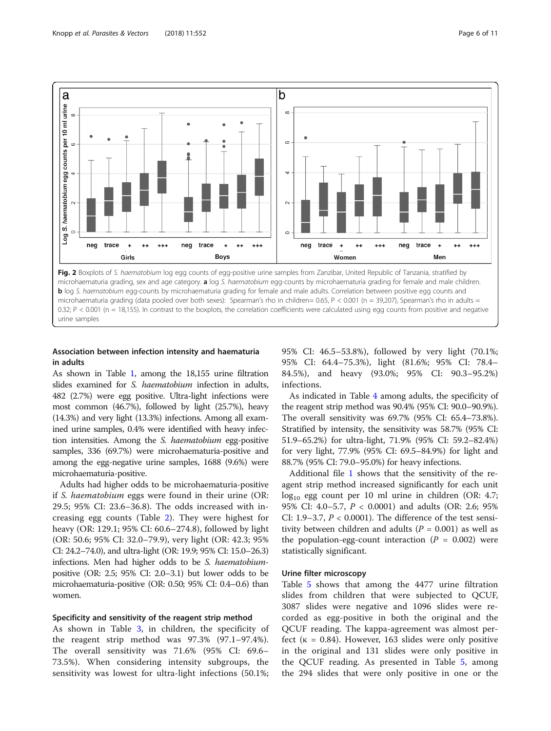Fig. 2 Boxplots of *S. haematobium* log egg counts of egg-positive urine samples from Zanzibar, United Republic of Tanzania, stratified by microhaematuria grading, sex and age category. **a** log *S. haematobium* egg-counts by microhaematuria grading for female and male children. **b** log *S. haematobium* egg-counts by microhaematuria grading for female and male adults. Correlation between positive egg counts and microhaematuria grading (data pooled over both sexes): Spearman's rho in children= 0.65, P < 0.001 (n = 39,207), Spearman's rho in adults = 0.32; P < 0.001 (n = 18,155). In contrast to the boxplots, the correlation coefficients were calculated using egg counts from positive and negative urine samples

### Association between infection intensity and haematuria in adults

As shown in Table 1, among the 18,155 urine filtration slides examined for *S. haematobium* infection in adults, 482 (2.7%) were egg positive. Ultra-light infections were most common (46.7%), followed by light (25.7%), heavy (14.3%) and very light (13.3%) infections. Among all examined urine samples, 0.4% were identified with heavy infection intensities. Among the *S. haematobium* egg-positive samples, 336 (69.7%) were microhaematuria-positive and among the egg-negative urine samples, 1688 (9.6%) were microhaematuria-positive.

Adults had higher odds to be microhaematuria-positive if *S. haematobium* eggs were found in their urine (OR: 29.5; 95% CI: 23.6–36.8). The odds increased with increasing egg counts (Table 2). They were highest for heavy (OR: 129.1; 95% CI: 60.6–274.8), followed by light (OR: 50.6; 95% CI: 32.0–79.9), very light (OR: 42.3; 95% CI: 24.2–74.0), and ultra-light (OR: 19.9; 95% CI: 15.0–26.3) infections. Men had higher odds to be *S. haematobium*-positive (OR: 2.5; 95% CI: 2.0–3.1) but lower odds to be microhaematuria-positive (OR: 0.50; 95% CI: 0.4–0.6) than women.

### Specificity and sensitivity of the reagent strip method

As shown in Table 3, in children, the specificity of the reagent strip method was 97.3% (97.1–97.4%). The overall sensitivity was 71.6% (95% CI: 69.6–73.5%). When considering intensity subgroups, the sensitivity was lowest for ultra-light infections (50.1%; 95% CI: 46.5–53.8%), followed by very light (70.1%; 95% CI: 64.4–75.3%), light (81.6%; 95% CI: 78.4–84.5%), and heavy (93.0%; 95% CI: 90.3–95.2%) infections.

As indicated in Table 4 among adults, the specificity of the reagent strip method was 90.4% (95% CI: 90.0–90.9%). The overall sensitivity was 69.7% (95% CI: 65.4–73.8%). Stratified by intensity, the sensitivity was 58.7% (95% CI: 51.9–65.2%) for ultra-light, 71.9% (95% CI: 59.2–82.4%) for very light, 77.9% (95% CI: 69.5–84.9%) for light and 88.7% (95% CI: 79.0–95.0%) for heavy infections.

Additional file 1 shows that the sensitivity of the reagent strip method increased significantly for each unit $\log_{10}$ egg count per 10 ml urine in children (OR: 4.7; 95% CI: 4.0–5.7, $P < 0.0001$) and adults (OR: 2.6; 95% CI: 1.9–3.7, $P < 0.0001$). The difference of the test sensitivity between children and adults ($P = 0.001$) as well as the population-egg-count interaction ($P = 0.002$) were statistically significant.

### Urine filter microscopy

Table 5 shows that among the 4477 urine filtration slides from children that were subjected to QCUF, 3087 slides were negative and 1096 slides were recorded as egg-positive in both the original and the QCUF reading. The kappa-agreement was almost perfect (κ = 0.84). However, 163 slides were only positive in the original and 131 slides were only positive in the QCUF reading. As presented in Table 5, among the 294 slides that were only positive in one or the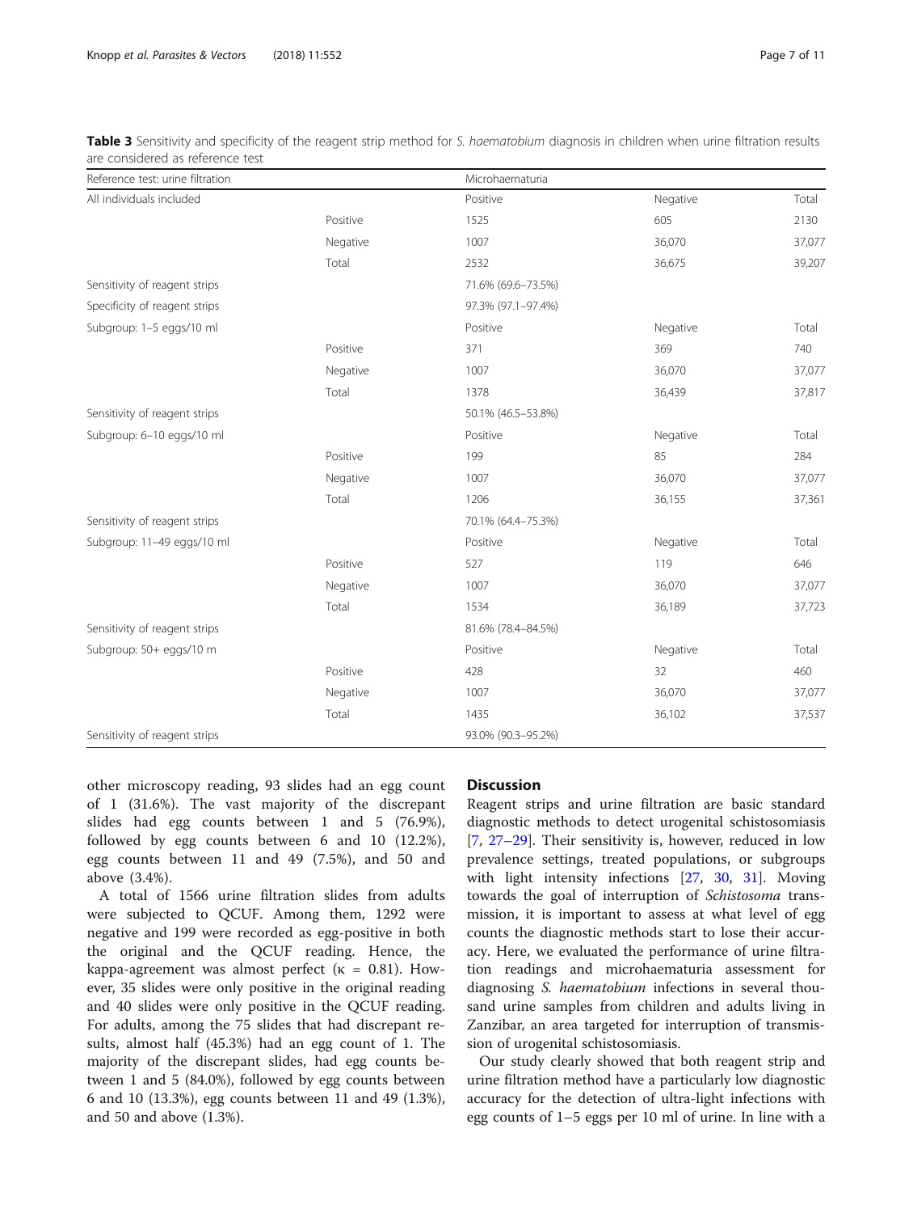**Table 3** Sensitivity and specificity of the reagent strip method for *S. haematobium* diagnosis in children when urine filtration results are considered as reference test

| Reference test: urine filtration | | Microhaematuria | | |
|---|---|---|---|---|
| All individuals included | | Positive | Negative | Total |
| | Positive | 1525 | 605 | 2130 |
| | Negative | 1007 | 36,070 | 37,077 |
| | Total | 2532 | 36,675 | 39,207 |
| Sensitivity of reagent strips | | 71.6% (69.6–73.5%) | | |
| Specificity of reagent strips | | 97.3% (97.1–97.4%) | | |
| Subgroup: 1–5 eggs/10 ml | | Positive | Negative | Total |
| | Positive | 371 | 369 | 740 |
| | Negative | 1007 | 36,070 | 37,077 |
| | Total | 1378 | 36,439 | 37,817 |
| Sensitivity of reagent strips | | 50.1% (46.5–53.8%) | | |
| Subgroup: 6–10 eggs/10 ml | | Positive | Negative | Total |
| | Positive | 199 | 85 | 284 |
| | Negative | 1007 | 36,070 | 37,077 |
| | Total | 1206 | 36,155 | 37,361 |
| Sensitivity of reagent strips | | 70.1% (64.4–75.3%) | | |
| Subgroup: 11–49 eggs/10 ml | | Positive | Negative | Total |
| | Positive | 527 | 119 | 646 |
| | Negative | 1007 | 36,070 | 37,077 |
| | Total | 1534 | 36,189 | 37,723 |
| Sensitivity of reagent strips | | 81.6% (78.4–84.5%) | | |
| Subgroup: 50+ eggs/10 m | | Positive | Negative | Total |
| | Positive | 428 | 32 | 460 |
| | Negative | 1007 | 36,070 | 37,077 |
| | Total | 1435 | 36,102 | 37,537 |
| Sensitivity of reagent strips | | 93.0% (90.3–95.2%) | | |

other microscopy reading, 93 slides had an egg count of 1 (31.6%). The vast majority of the discrepant slides had egg counts between 1 and 5 (76.9%), followed by egg counts between 6 and 10 (12.2%), egg counts between 11 and 49 (7.5%), and 50 and above (3.4%).

A total of 1566 urine filtration slides from adults were subjected to QCUF. Among them, 1292 were negative and 199 were recorded as egg-positive in both the original and the QCUF reading. Hence, the kappa-agreement was almost perfect (κ = 0.81). However, 35 slides were only positive in the original reading and 40 slides were only positive in the QCUF reading. For adults, among the 75 slides that had discrepant results, almost half (45.3%) had an egg count of 1. The majority of the discrepant slides, had egg counts between 1 and 5 (84.0%), followed by egg counts between 6 and 10 (13.3%), egg counts between 11 and 49 (1.3%), and 50 and above (1.3%).

## Discussion

Reagent strips and urine filtration are basic standard diagnostic methods to detect urogenital schistosomiasis [7, 27–29]. Their sensitivity is, however, reduced in low prevalence settings, treated populations, or subgroups with light intensity infections [27, 30, 31]. Moving towards the goal of interruption of *Schistosoma* transmission, it is important to assess at what level of egg counts the diagnostic methods start to lose their accuracy. Here, we evaluated the performance of urine filtration readings and microhaematuria assessment for diagnosing *S. haematobium* infections in several thousand urine samples from children and adults living in Zanzibar, an area targeted for interruption of transmission of urogenital schistosomiasis.

Our study clearly showed that both reagent strip and urine filtration method have a particularly low diagnostic accuracy for the detection of ultra-light infections with egg counts of 1–5 eggs per 10 ml of urine. In line with a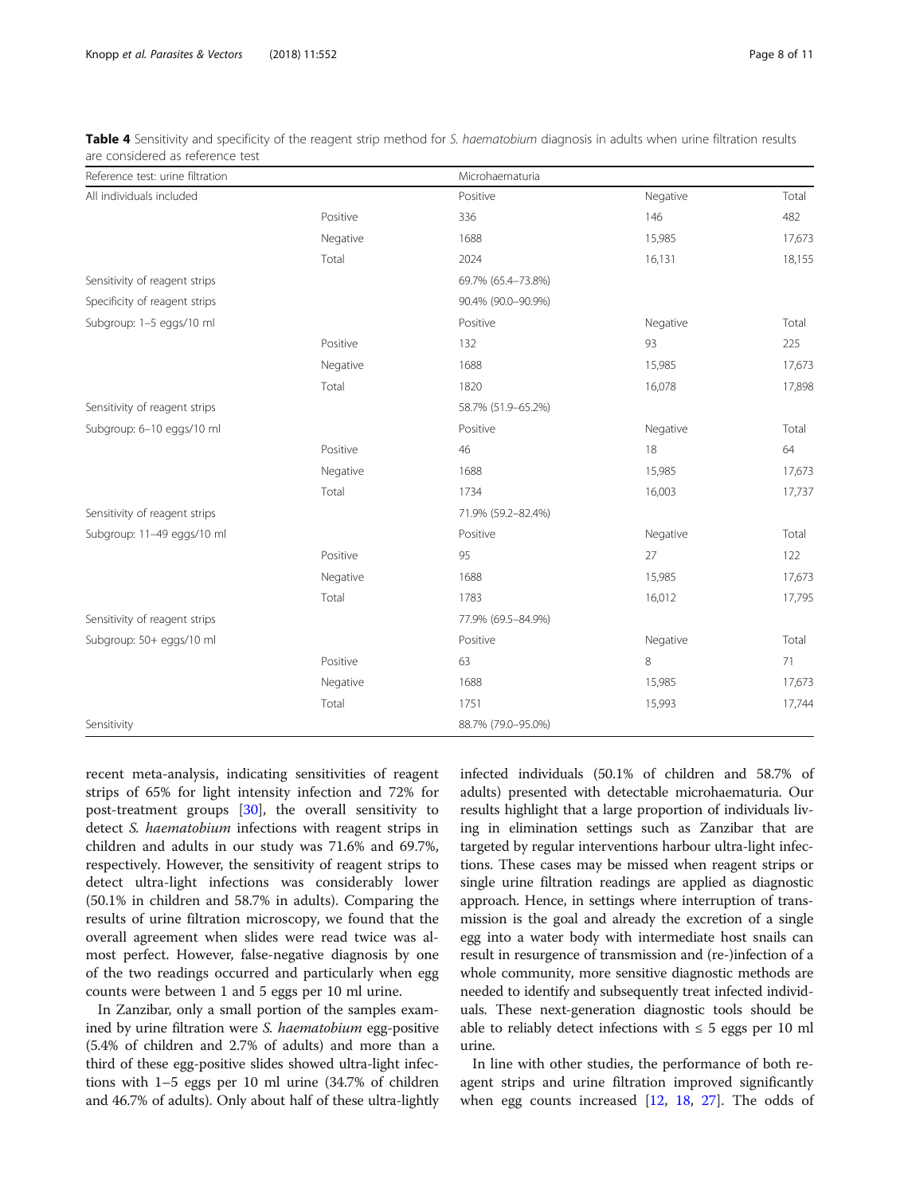**Table 4** Sensitivity and specificity of the reagent strip method for *S. haematobium* diagnosis in adults when urine filtration results are considered as reference test

| Reference test: urine filtration | | Microhaematuria | | |
|---|---|---|---|---|
| All individuals included | | Positive | Negative | Total |
| | Positive | 336 | 146 | 482 |
| | Negative | 1688 | 15,985 | 17,673 |
| | Total | 2024 | 16,131 | 18,155 |
| Sensitivity of reagent strips | | 69.7% (65.4–73.8%) | | |
| Specificity of reagent strips | | 90.4% (90.0–90.9%) | | |
| Subgroup: 1–5 eggs/10 ml | | Positive | Negative | Total |
| | Positive | 132 | 93 | 225 |
| | Negative | 1688 | 15,985 | 17,673 |
| | Total | 1820 | 16,078 | 17,898 |
| Sensitivity of reagent strips | | 58.7% (51.9–65.2%) | | |
| Subgroup: 6–10 eggs/10 ml | | Positive | Negative | Total |
| | Positive | 46 | 18 | 64 |
| | Negative | 1688 | 15,985 | 17,673 |
| | Total | 1734 | 16,003 | 17,737 |
| Sensitivity of reagent strips | | 71.9% (59.2–82.4%) | | |
| Subgroup: 11–49 eggs/10 ml | | Positive | Negative | Total |
| | Positive | 95 | 27 | 122 |
| | Negative | 1688 | 15,985 | 17,673 |
| | Total | 1783 | 16,012 | 17,795 |
| Sensitivity of reagent strips | | 77.9% (69.5–84.9%) | | |
| Subgroup: 50+ eggs/10 ml | | Positive | Negative | Total |
| | Positive | 63 | 8 | 71 |
| | Negative | 1688 | 15,985 | 17,673 |
| | Total | 1751 | 15,993 | 17,744 |
| Sensitivity | | 88.7% (79.0–95.0%) | | |

recent meta-analysis, indicating sensitivities of reagent strips of 65% for light intensity infection and 72% for post-treatment groups [30], the overall sensitivity to detect *S. haematobium* infections with reagent strips in children and adults in our study was 71.6% and 69.7%, respectively. However, the sensitivity of reagent strips to detect ultra-light infections was considerably lower (50.1% in children and 58.7% in adults). Comparing the results of urine filtration microscopy, we found that the overall agreement when slides were read twice was almost perfect. However, false-negative diagnosis by one of the two readings occurred and particularly when egg counts were between 1 and 5 eggs per 10 ml urine.

In Zanzibar, only a small portion of the samples examined by urine filtration were *S. haematobium* egg-positive (5.4% of children and 2.7% of adults) and more than a third of these egg-positive slides showed ultra-light infections with 1–5 eggs per 10 ml urine (34.7% of children and 46.7% of adults). Only about half of these ultra-lightly infected individuals (50.1% of children and 58.7% of adults) presented with detectable microhaematuria. Our results highlight that a large proportion of individuals living in elimination settings such as Zanzibar that are targeted by regular interventions harbour ultra-light infections. These cases may be missed when reagent strips or single urine filtration readings are applied as diagnostic approach. Hence, in settings where interruption of transmission is the goal and already the excretion of a single egg into a water body with intermediate host snails can result in resurgence of transmission and (re-)infection of a whole community, more sensitive diagnostic methods are needed to identify and subsequently treat infected individuals. These next-generation diagnostic tools should be able to reliably detect infections with ≤ 5 eggs per 10 ml urine.

In line with other studies, the performance of both reagent strips and urine filtration improved significantly when egg counts increased [12, 18, 27]. The odds of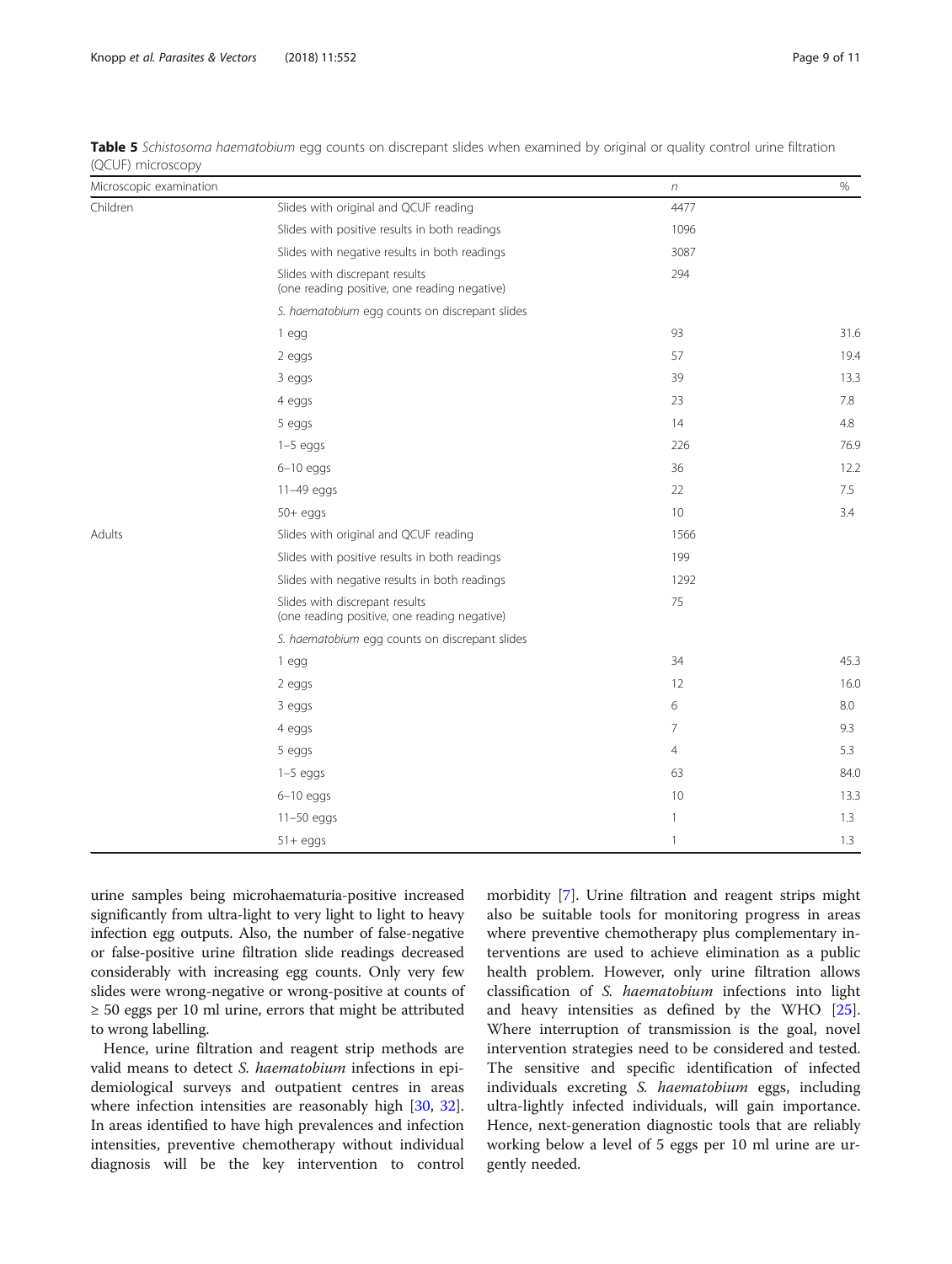**Table 5** *Schistosoma haematobium* egg counts on discrepant slides when examined by original or quality control urine filtration (QCUF) microscopy

| Microscopic examination | | *n* | % |
|---|---|---|---|
| Children | Slides with original and QCUF reading | 4477 | |
| | Slides with positive results in both readings | 1096 | |
| | Slides with negative results in both readings | 3087 | |
| | Slides with discrepant results (one reading positive, one reading negative) | 294 | |
| | *S. haematobium* egg counts on discrepant slides | | |
| | 1 egg | 93 | 31.6 |
| | 2 eggs | 57 | 19.4 |
| | 3 eggs | 39 | 13.3 |
| | 4 eggs | 23 | 7.8 |
| | 5 eggs | 14 | 4.8 |
| | 1–5 eggs | 226 | 76.9 |
| | 6–10 eggs | 36 | 12.2 |
| | 11–49 eggs | 22 | 7.5 |
| | 50+ eggs | 10 | 3.4 |
| Adults | Slides with original and QCUF reading | 1566 | |
| | Slides with positive results in both readings | 199 | |
| | Slides with negative results in both readings | 1292 | |
| | Slides with discrepant results (one reading positive, one reading negative) | 75 | |
| | *S. haematobium* egg counts on discrepant slides | | |
| | 1 egg | 34 | 45.3 |
| | 2 eggs | 12 | 16.0 |
| | 3 eggs | 6 | 8.0 |
| | 4 eggs | 7 | 9.3 |
| | 5 eggs | 4 | 5.3 |
| | 1–5 eggs | 63 | 84.0 |
| | 6–10 eggs | 10 | 13.3 |
| | 11–50 eggs | 1 | 1.3 |
| | 51+ eggs | 1 | 1.3 |

urine samples being microhaematuria-positive increased significantly from ultra-light to very light to light to heavy infection egg outputs. Also, the number of false-negative or false-positive urine filtration slide readings decreased considerably with increasing egg counts. Only very few slides were wrong-negative or wrong-positive at counts of ≥ 50 eggs per 10 ml urine, errors that might be attributed to wrong labelling.

Hence, urine filtration and reagent strip methods are valid means to detect *S. haematobium* infections in epidemiological surveys and outpatient centres in areas where infection intensities are reasonably high [30, 32]. In areas identified to have high prevalences and infection intensities, preventive chemotherapy without individual diagnosis will be the key intervention to control morbidity [7]. Urine filtration and reagent strips might also be suitable tools for monitoring progress in areas where preventive chemotherapy plus complementary interventions are used to achieve elimination as a public health problem. However, only urine filtration allows classification of *S. haematobium* infections into light and heavy intensities as defined by the WHO [25]. Where interruption of transmission is the goal, novel intervention strategies need to be considered and tested. The sensitive and specific identification of infected individuals excreting *S. haematobium* eggs, including ultra-lightly infected individuals, will gain importance. Hence, next-generation diagnostic tools that are reliably working below a level of 5 eggs per 10 ml urine are urgently needed.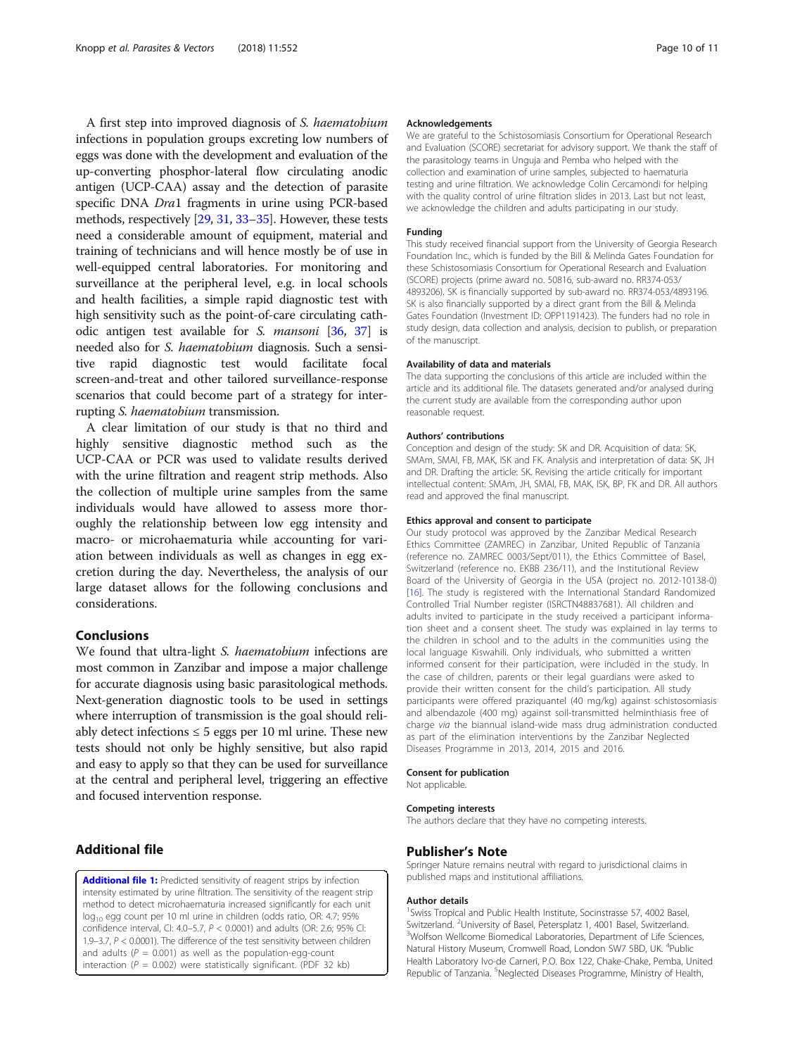A first step into improved diagnosis of *S. haematobium* infections in population groups excreting low numbers of eggs was done with the development and evaluation of the up-converting phosphor-lateral flow circulating anodic antigen (UCP-CAA) assay and the detection of parasite specific DNA *Dra*1 fragments in urine using PCR-based methods, respectively [29, 31, 33–35]. However, these tests need a considerable amount of equipment, material and training of technicians and will hence mostly be of use in well-equipped central laboratories. For monitoring and surveillance at the peripheral level, e.g. in local schools and health facilities, a simple rapid diagnostic test with high sensitivity such as the point-of-care circulating cathodic antigen test available for *S. mansoni* [36, 37] is needed also for *S. haematobium* diagnosis. Such a sensitive rapid diagnostic test would facilitate focal screen-and-treat and other tailored surveillance-response scenarios that could become part of a strategy for interrupting *S. haematobium* transmission.

A clear limitation of our study is that no third and highly sensitive diagnostic method such as the UCP-CAA or PCR was used to validate results derived with the urine filtration and reagent strip methods. Also the collection of multiple urine samples from the same individuals would have allowed to assess more thoroughly the relationship between low egg intensity and macro- or microhaematuria while accounting for variation between individuals as well as changes in egg excretion during the day. Nevertheless, the analysis of our large dataset allows for the following conclusions and considerations.

## Conclusions

We found that ultra-light *S. haematobium* infections are most common in Zanzibar and impose a major challenge for accurate diagnosis using basic parasitological methods. Next-generation diagnostic tools to be used in settings where interruption of transmission is the goal should reliably detect infections ≤ 5 eggs per 10 ml urine. These new tests should not only be highly sensitive, but also rapid and easy to apply so that they can be used for surveillance at the central and peripheral level, triggering an effective and focused intervention response.

## Additional file

**Additional file 1:** Predicted sensitivity of reagent strips by infection intensity estimated by urine filtration. The sensitivity of the reagent strip method to detect microhaematuria increased significantly for each unit $\log_{10}$ egg count per 10 ml urine in children (odds ratio, OR: 4.7; 95% confidence interval, CI: 4.0–5.7, $P < 0.0001$) and adults (OR: 2.6; 95% CI: 1.9–3.7, $P < 0.0001$). The difference of the test sensitivity between children and adults ($P = 0.001$) as well as the population-egg-count interaction ($P = 0.002$) were statistically significant. (PDF 32 kb)

### Acknowledgements

We are grateful to the Schistosomiasis Consortium for Operational Research and Evaluation (SCORE) secretariat for advisory support. We thank the staff of the parasitology teams in Unguja and Pemba who helped with the collection and examination of urine samples, subjected to haematuria testing and urine filtration. We acknowledge Colin Cercamondi for helping with the quality control of urine filtration slides in 2013. Last but not least, we acknowledge the children and adults participating in our study.

### Funding

This study received financial support from the University of Georgia Research Foundation Inc., which is funded by the Bill & Melinda Gates Foundation for these Schistosomiasis Consortium for Operational Research and Evaluation (SCORE) projects (prime award no. 50816, sub-award no. RR374-053/4893206). SK is financially supported by sub-award no. RR374-053/4893196. SK is also financially supported by a direct grant from the Bill & Melinda Gates Foundation (Investment ID: OPP1191423). The funders had no role in study design, data collection and analysis, decision to publish, or preparation of the manuscript.

### Availability of data and materials

The data supporting the conclusions of this article are included within the article and its additional file. The datasets generated and/or analysed during the current study are available from the corresponding author upon reasonable request.

### Authors' contributions

Conception and design of the study: SK and DR. Acquisition of data: SK, SMAm, SMAl, FB, MAK, ISK and FK. Analysis and interpretation of data: SK, JH and DR. Drafting the article: SK. Revising the article critically for important intellectual content: SMAm, JH, SMAl, FB, MAK, ISK, BP, FK and DR. All authors read and approved the final manuscript.

### Ethics approval and consent to participate

Our study protocol was approved by the Zanzibar Medical Research Ethics Committee (ZAMREC) in Zanzibar, United Republic of Tanzania (reference no. ZAMREC 0003/Sept/011), the Ethics Committee of Basel, Switzerland (reference no. EKBB 236/11), and the Institutional Review Board of the University of Georgia in the USA (project no. 2012-10138-0) [16]. The study is registered with the International Standard Randomized Controlled Trial Number register (ISRCTN48837681). All children and adults invited to participate in the study received a participant information sheet and a consent sheet. The study was explained in lay terms to the children in school and to the adults in the communities using the local language Kiswahili. Only individuals, who submitted a written informed consent for their participation, were included in the study. In the case of children, parents or their legal guardians were asked to provide their written consent for the child's participation. All study participants were offered praziquantel (40 mg/kg) against schistosomiasis and albendazole (400 mg) against soil-transmitted helminthiasis free of charge *via* the biannual island-wide mass drug administration conducted as part of the elimination interventions by the Zanzibar Neglected Diseases Programme in 2013, 2014, 2015 and 2016.

### Consent for publication

Not applicable.

### Competing interests

The authors declare that they have no competing interests.

## Publisher's Note

Springer Nature remains neutral with regard to jurisdictional claims in published maps and institutional affiliations.

### Author details

[1]Swiss Tropical and Public Health Institute, Socinstrasse 57, 4002 Basel, Switzerland. [2]University of Basel, Petersplatz 1, 4001 Basel, Switzerland. [3]Wolfson Wellcome Biomedical Laboratories, Department of Life Sciences, Natural History Museum, Cromwell Road, London SW7 5BD, UK. [4]Public Health Laboratory Ivo-de Carneri, P.O. Box 122, Chake-Chake, Pemba, United Republic of Tanzania. [5]Neglected Diseases Programme, Ministry of Health,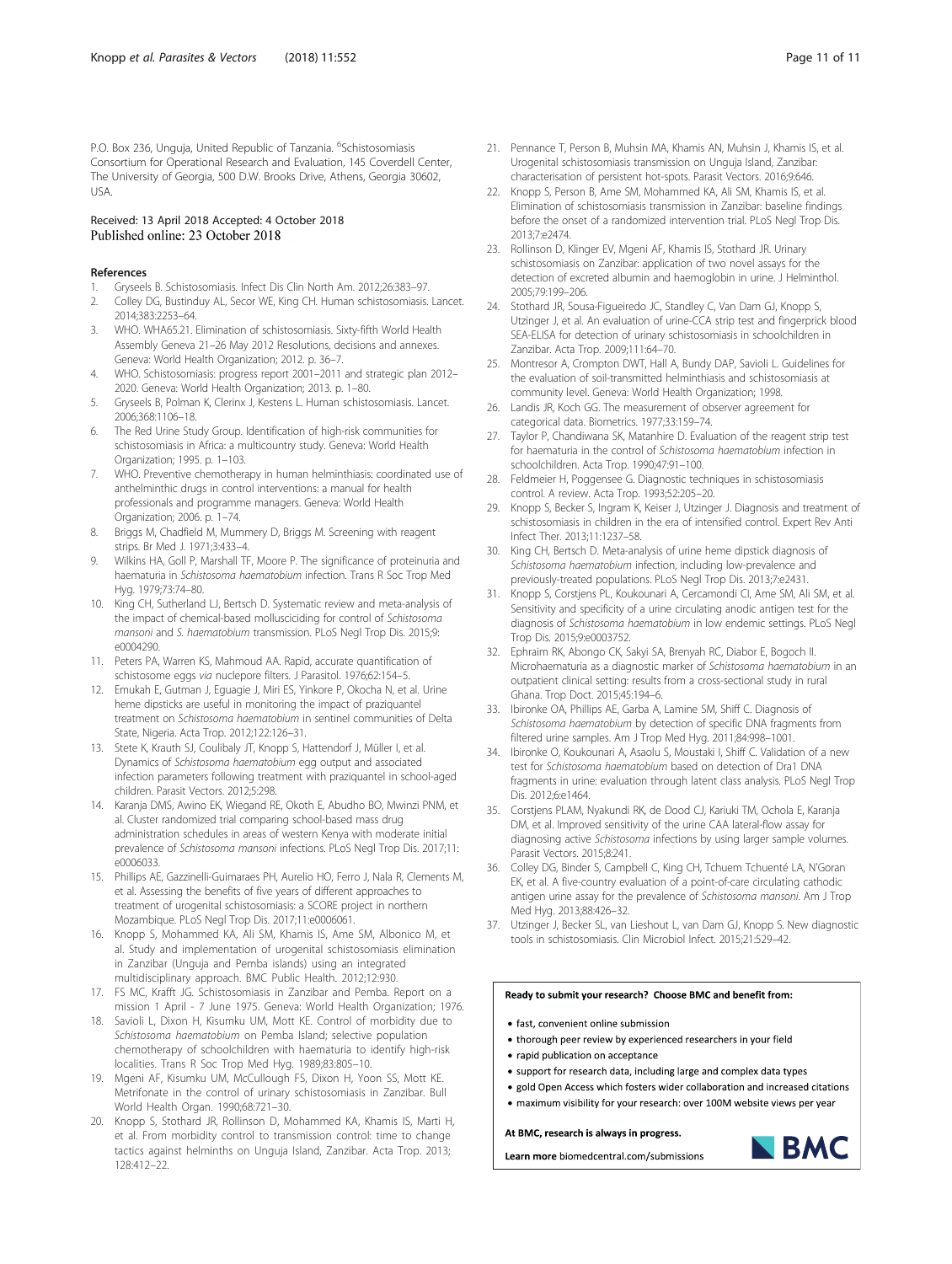P.O. Box 236, Unguja, United Republic of Tanzania. [6]Schistosomiasis Consortium for Operational Research and Evaluation, 145 Coverdell Center, The University of Georgia, 500 D.W. Brooks Drive, Athens, Georgia 30602, USA.

Received: 13 April 2018 Accepted: 4 October 2018
Published online: 23 October 2018

## References

1. Gryseels B. Schistosomiasis. Infect Dis Clin North Am. 2012;26:383–97.
2. Colley DG, Bustinduy AL, Secor WE, King CH. Human schistosomiasis. Lancet. 2014;383:2253–64.
3. WHO. WHA65.21. Elimination of schistosomiasis. Sixty-fifth World Health Assembly Geneva 21–26 May 2012 Resolutions, decisions and annexes. Geneva: World Health Organization; 2012. p. 36–7.
4. WHO. Schistosomiasis: progress report 2001–2011 and strategic plan 2012–2020. Geneva: World Health Organization; 2013. p. 1–80.
5. Gryseels B, Polman K, Clerinx J, Kestens L. Human schistosomiasis. Lancet. 2006;368:1106–18.
6. The Red Urine Study Group. Identification of high-risk communities for schistosomiasis in Africa: a multicountry study. Geneva: World Health Organization; 1995. p. 1–103.
7. WHO. Preventive chemotherapy in human helminthiasis: coordinated use of anthelminthic drugs in control interventions: a manual for health professionals and programme managers. Geneva: World Health Organization; 2006. p. 1–74.
8. Briggs M, Chadfield M, Mummery D, Briggs M. Screening with reagent strips. Br Med J. 1971;3:433–4.
9. Wilkins HA, Goll P, Marshall TF, Moore P. The significance of proteinuria and haematuria in *Schistosoma haematobium* infection. Trans R Soc Trop Med Hyg. 1979;73:74–80.
10. King CH, Sutherland LJ, Bertsch D. Systematic review and meta-analysis of the impact of chemical-based mollusciciding for control of *Schistosoma mansoni* and *S. haematobium* transmission. PLoS Negl Trop Dis. 2015;9:e0004290.
11. Peters PA, Warren KS, Mahmoud AA. Rapid, accurate quantification of schistosome eggs *via* nuclepore filters. J Parasitol. 1976;62:154–5.
12. Emukah E, Gutman J, Eguagie J, Miri ES, Yinkore P, Okocha N, et al. Urine heme dipsticks are useful in monitoring the impact of praziquantel treatment on *Schistosoma haematobium* in sentinel communities of Delta State, Nigeria. Acta Trop. 2012;122:126–31.
13. Stete K, Krauth SJ, Coulibaly JT, Knopp S, Hattendorf J, Müller I, et al. Dynamics of *Schistosoma haematobium* egg output and associated infection parameters following treatment with praziquantel in school-aged children. Parasit Vectors. 2012;5:298.
14. Karanja DMS, Awino EK, Wiegand RE, Okoth E, Abudho BO, Mwinzi PNM, et al. Cluster randomized trial comparing school-based mass drug administration schedules in areas of western Kenya with moderate initial prevalence of *Schistosoma mansoni* infections. PLoS Negl Trop Dis. 2017;11:e0006033.
15. Phillips AE, Gazzinelli-Guimaraes PH, Aurelio HO, Ferro J, Nala R, Clements M, et al. Assessing the benefits of five years of different approaches to treatment of urogenital schistosomiasis: a SCORE project in northern Mozambique. PLoS Negl Trop Dis. 2017;11:e0006061.
16. Knopp S, Mohammed KA, Ali SM, Khamis IS, Ame SM, Albonico M, et al. Study and implementation of urogenital schistosomiasis elimination in Zanzibar (Unguja and Pemba islands) using an integrated multidisciplinary approach. BMC Public Health. 2012;12:930.
17. FS MC, Krafft JG. Schistosomiasis in Zanzibar and Pemba. Report on a mission 1 April - 7 June 1975. Geneva: World Health Organization; 1976.
18. Savioli L, Dixon H, Kisumku UM, Mott KE. Control of morbidity due to *Schistosoma haematobium* on Pemba Island; selective population chemotherapy of schoolchildren with haematuria to identify high-risk localities. Trans R Soc Trop Med Hyg. 1989;83:805–10.
19. Mgeni AF, Kisumku UM, McCullough FS, Dixon H, Yoon SS, Mott KE. Metrifonate in the control of urinary schistosomiasis in Zanzibar. Bull World Health Organ. 1990;68:721–30.
20. Knopp S, Stothard JR, Rollinson D, Mohammed KA, Khamis IS, Marti H, et al. From morbidity control to transmission control: time to change tactics against helminths on Unguja Island, Zanzibar. Acta Trop. 2013;128:412–22.
21. Pennance T, Person B, Muhsin MA, Khamis AN, Muhsin J, Khamis IS, et al. Urogenital schistosomiasis transmission on Unguja Island, Zanzibar: characterisation of persistent hot-spots. Parasit Vectors. 2016;9:646.
22. Knopp S, Person B, Ame SM, Mohammed KA, Ali SM, Khamis IS, et al. Elimination of schistosomiasis transmission in Zanzibar: baseline findings before the onset of a randomized intervention trial. PLoS Negl Trop Dis. 2013;7:e2474.
23. Rollinson D, Klinger EV, Mgeni AF, Khamis IS, Stothard JR. Urinary schistosomiasis on Zanzibar: application of two novel assays for the detection of excreted albumin and haemoglobin in urine. J Helminthol. 2005;79:199–206.
24. Stothard JR, Sousa-Figueiredo JC, Standley C, Van Dam GJ, Knopp S, Utzinger J, et al. An evaluation of urine-CCA strip test and fingerprick blood SEA-ELISA for detection of urinary schistosomiasis in schoolchildren in Zanzibar. Acta Trop. 2009;111:64–70.
25. Montresor A, Crompton DWT, Hall A, Bundy DAP, Savioli L. Guidelines for the evaluation of soil-transmitted helminthiasis and schistosomiasis at community level. Geneva: World Health Organization; 1998.
26. Landis JR, Koch GG. The measurement of observer agreement for categorical data. Biometrics. 1977;33:159–74.
27. Taylor P, Chandiwana SK, Matanhire D. Evaluation of the reagent strip test for haematuria in the control of *Schistosoma haematobium* infection in schoolchildren. Acta Trop. 1990;47:91–100.
28. Feldmeier H, Poggensee G. Diagnostic techniques in schistosomiasis control. A review. Acta Trop. 1993;52:205–20.
29. Knopp S, Becker S, Ingram K, Keiser J, Utzinger J. Diagnosis and treatment of schistosomiasis in children in the era of intensified control. Expert Rev Anti Infect Ther. 2013;11:1237–58.
30. King CH, Bertsch D. Meta-analysis of urine heme dipstick diagnosis of *Schistosoma haematobium* infection, including low-prevalence and previously-treated populations. PLoS Negl Trop Dis. 2013;7:e2431.
31. Knopp S, Corstjens PL, Koukounari A, Cercamondi CI, Ame SM, Ali SM, et al. Sensitivity and specificity of a urine circulating anodic antigen test for the diagnosis of *Schistosoma haematobium* in low endemic settings. PLoS Negl Trop Dis. 2015;9:e0003752.
32. Ephraim RK, Abongo CK, Sakyi SA, Brenyah RC, Diabor E, Bogoch II. Microhaematuria as a diagnostic marker of *Schistosoma haematobium* in an outpatient clinical setting: results from a cross-sectional study in rural Ghana. Trop Doct. 2015;45:194–6.
33. Ibironke OA, Phillips AE, Garba A, Lamine SM, Shiff C. Diagnosis of *Schistosoma haematobium* by detection of specific DNA fragments from filtered urine samples. Am J Trop Med Hyg. 2011;84:998–1001.
34. Ibironke O, Koukounari A, Asaolu S, Moustaki I, Shiff C. Validation of a new test for *Schistosoma haematobium* based on detection of Dra1 DNA fragments in urine: evaluation through latent class analysis. PLoS Negl Trop Dis. 2012;6:e1464.
35. Corstjens PLAM, Nyakundi RK, de Dood CJ, Kariuki TM, Ochola E, Karanja DM, et al. Improved sensitivity of the urine CAA lateral-flow assay for diagnosing active *Schistosoma* infections by using larger sample volumes. Parasit Vectors. 2015;8:241.
36. Colley DG, Binder S, Campbell C, King CH, Tchuem Tchuenté LA, N'Goran EK, et al. A five-country evaluation of a point-of-care circulating cathodic antigen urine assay for the prevalence of *Schistosoma mansoni*. Am J Trop Med Hyg. 2013;88:426–32.
37. Utzinger J, Becker SL, van Lieshout L, van Dam GJ, Knopp S. New diagnostic tools in schistosomiasis. Clin Microbiol Infect. 2015;21:529–42.

**Ready to submit your research? Choose BMC and benefit from:**

- fast, convenient online submission
- thorough peer review by experienced researchers in your field
- rapid publication on acceptance
- support for research data, including large and complex data types
- gold Open Access which fosters wider collaboration and increased citations
- maximum visibility for your research: over 100M website views per year

**At BMC, research is always in progress.**

**Learn more** biomedcentral.com/submissions

BMC